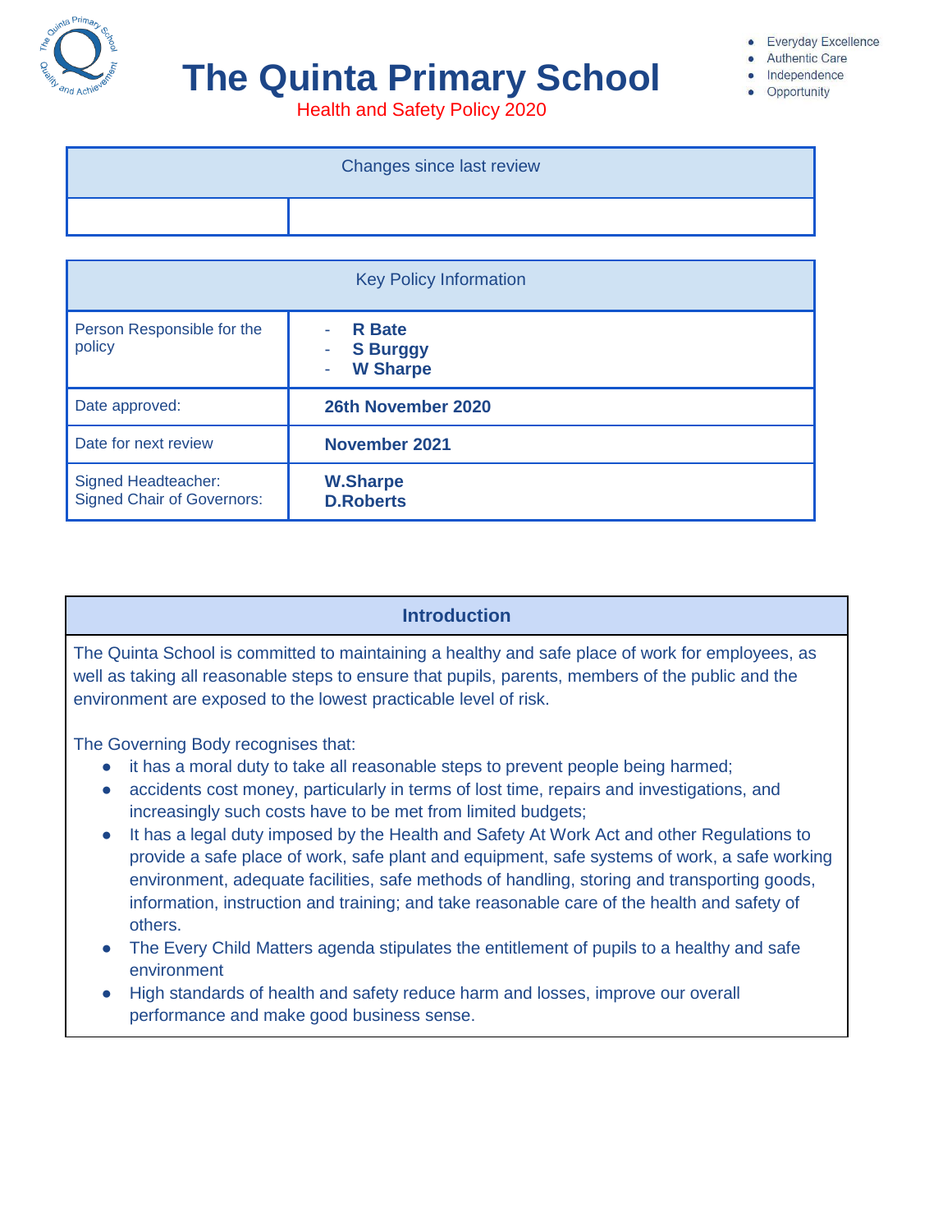# The Quinta Primary School

Health and Safety Policy 2020

- Everyday Excellence
- Authentic Care
- Independence
- Opportunity

| Changes since last review | |
|---|---|
| | |

| Key Policy Information | |
|---|---|
| Person Responsible for the policy | - **R Bate**<br>- **S Burggy**<br>- **W Sharpe** |
| Date approved: | **26th November 2020** |
| Date for next review | **November 2021** |
| Signed Headteacher:<br>Signed Chair of Governors: | **W.Sharpe**<br>**D.Roberts** |

## Introduction

The Quinta School is committed to maintaining a healthy and safe place of work for employees, as well as taking all reasonable steps to ensure that pupils, parents, members of the public and the environment are exposed to the lowest practicable level of risk.

The Governing Body recognises that:

- it has a moral duty to take all reasonable steps to prevent people being harmed;
- accidents cost money, particularly in terms of lost time, repairs and investigations, and increasingly such costs have to be met from limited budgets;
- It has a legal duty imposed by the Health and Safety At Work Act and other Regulations to provide a safe place of work, safe plant and equipment, safe systems of work, a safe working environment, adequate facilities, safe methods of handling, storing and transporting goods, information, instruction and training; and take reasonable care of the health and safety of others.
- The Every Child Matters agenda stipulates the entitlement of pupils to a healthy and safe environment
- High standards of health and safety reduce harm and losses, improve our overall performance and make good business sense.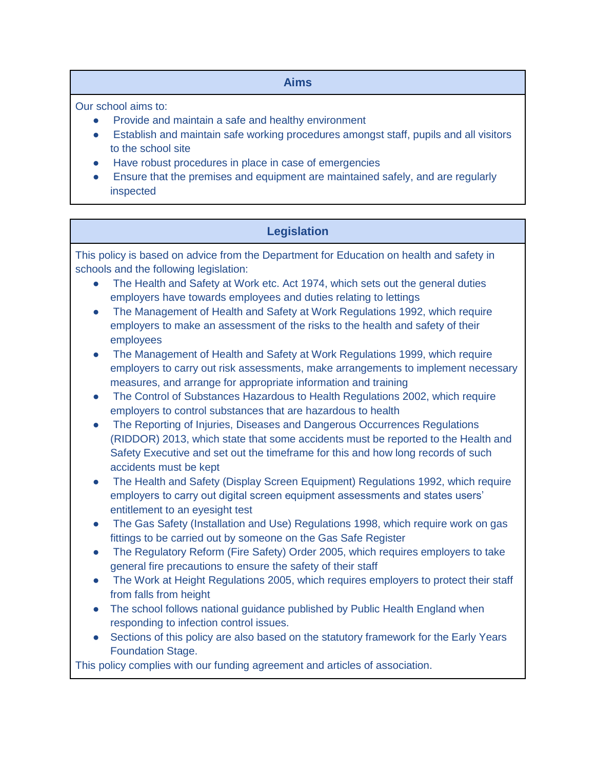## Aims

Our school aims to:

- Provide and maintain a safe and healthy environment
- Establish and maintain safe working procedures amongst staff, pupils and all visitors to the school site
- Have robust procedures in place in case of emergencies
- Ensure that the premises and equipment are maintained safely, and are regularly inspected

## Legislation

This policy is based on advice from the Department for Education on health and safety in schools and the following legislation:

- The Health and Safety at Work etc. Act 1974, which sets out the general duties employers have towards employees and duties relating to lettings
- The Management of Health and Safety at Work Regulations 1992, which require employers to make an assessment of the risks to the health and safety of their employees
- The Management of Health and Safety at Work Regulations 1999, which require employers to carry out risk assessments, make arrangements to implement necessary measures, and arrange for appropriate information and training
- The Control of Substances Hazardous to Health Regulations 2002, which require employers to control substances that are hazardous to health
- The Reporting of Injuries, Diseases and Dangerous Occurrences Regulations (RIDDOR) 2013, which state that some accidents must be reported to the Health and Safety Executive and set out the timeframe for this and how long records of such accidents must be kept
- The Health and Safety (Display Screen Equipment) Regulations 1992, which require employers to carry out digital screen equipment assessments and states users' entitlement to an eyesight test
- The Gas Safety (Installation and Use) Regulations 1998, which require work on gas fittings to be carried out by someone on the Gas Safe Register
- The Regulatory Reform (Fire Safety) Order 2005, which requires employers to take general fire precautions to ensure the safety of their staff
- The Work at Height Regulations 2005, which requires employers to protect their staff from falls from height
- The school follows national guidance published by Public Health England when responding to infection control issues.
- Sections of this policy are also based on the statutory framework for the Early Years Foundation Stage.

This policy complies with our funding agreement and articles of association.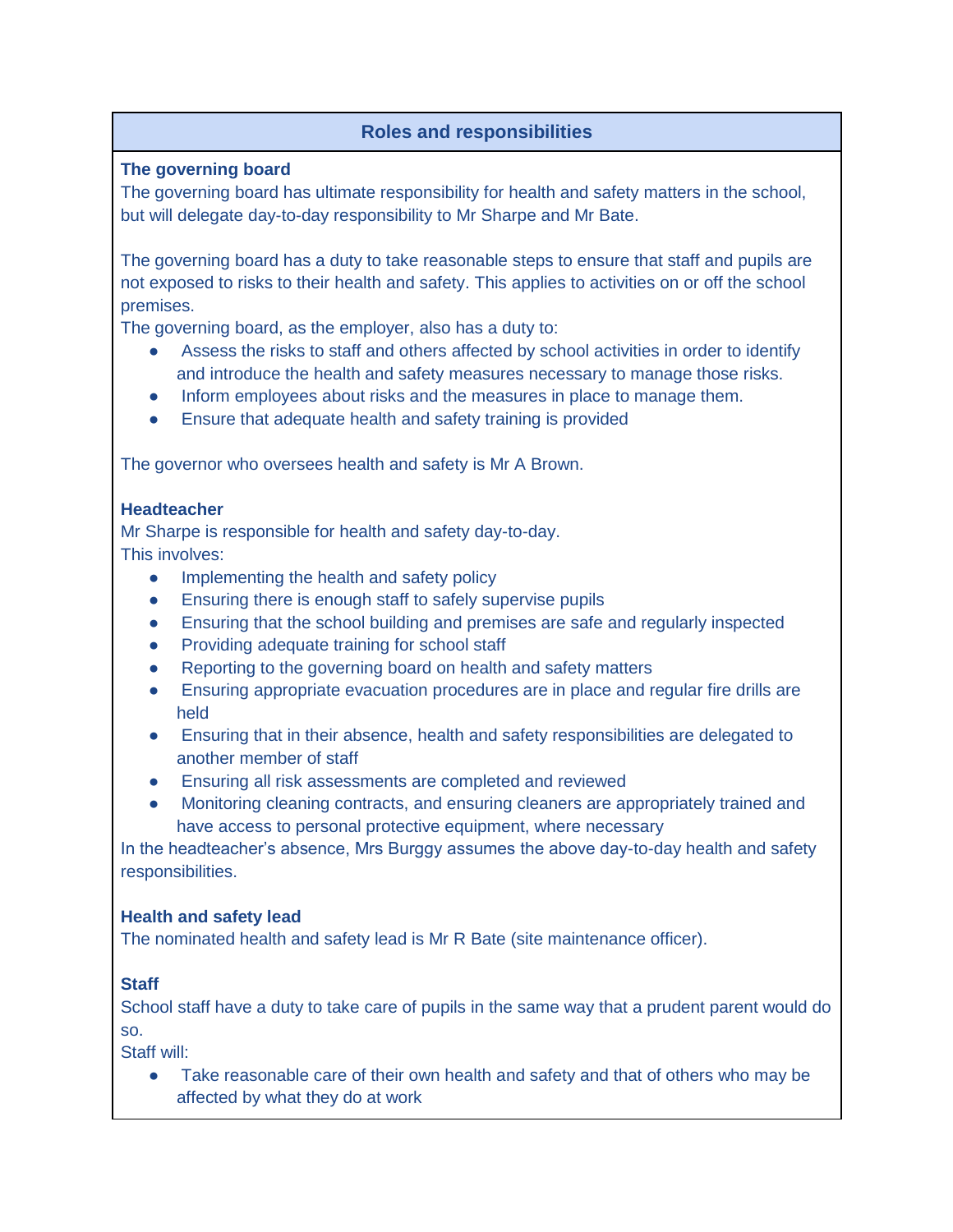## Roles and responsibilities

### The governing board

The governing board has ultimate responsibility for health and safety matters in the school, but will delegate day-to-day responsibility to Mr Sharpe and Mr Bate.

The governing board has a duty to take reasonable steps to ensure that staff and pupils are not exposed to risks to their health and safety. This applies to activities on or off the school premises.

The governing board, as the employer, also has a duty to:

- Assess the risks to staff and others affected by school activities in order to identify and introduce the health and safety measures necessary to manage those risks.
- Inform employees about risks and the measures in place to manage them.
- Ensure that adequate health and safety training is provided

The governor who oversees health and safety is Mr A Brown.

### Headteacher

Mr Sharpe is responsible for health and safety day-to-day.

This involves:

- Implementing the health and safety policy
- Ensuring there is enough staff to safely supervise pupils
- Ensuring that the school building and premises are safe and regularly inspected
- Providing adequate training for school staff
- Reporting to the governing board on health and safety matters
- Ensuring appropriate evacuation procedures are in place and regular fire drills are held
- Ensuring that in their absence, health and safety responsibilities are delegated to another member of staff
- Ensuring all risk assessments are completed and reviewed
- Monitoring cleaning contracts, and ensuring cleaners are appropriately trained and have access to personal protective equipment, where necessary

In the headteacher's absence, Mrs Burggy assumes the above day-to-day health and safety responsibilities.

### Health and safety lead

The nominated health and safety lead is Mr R Bate (site maintenance officer).

### Staff

School staff have a duty to take care of pupils in the same way that a prudent parent would do so.

Staff will:

- Take reasonable care of their own health and safety and that of others who may be affected by what they do at work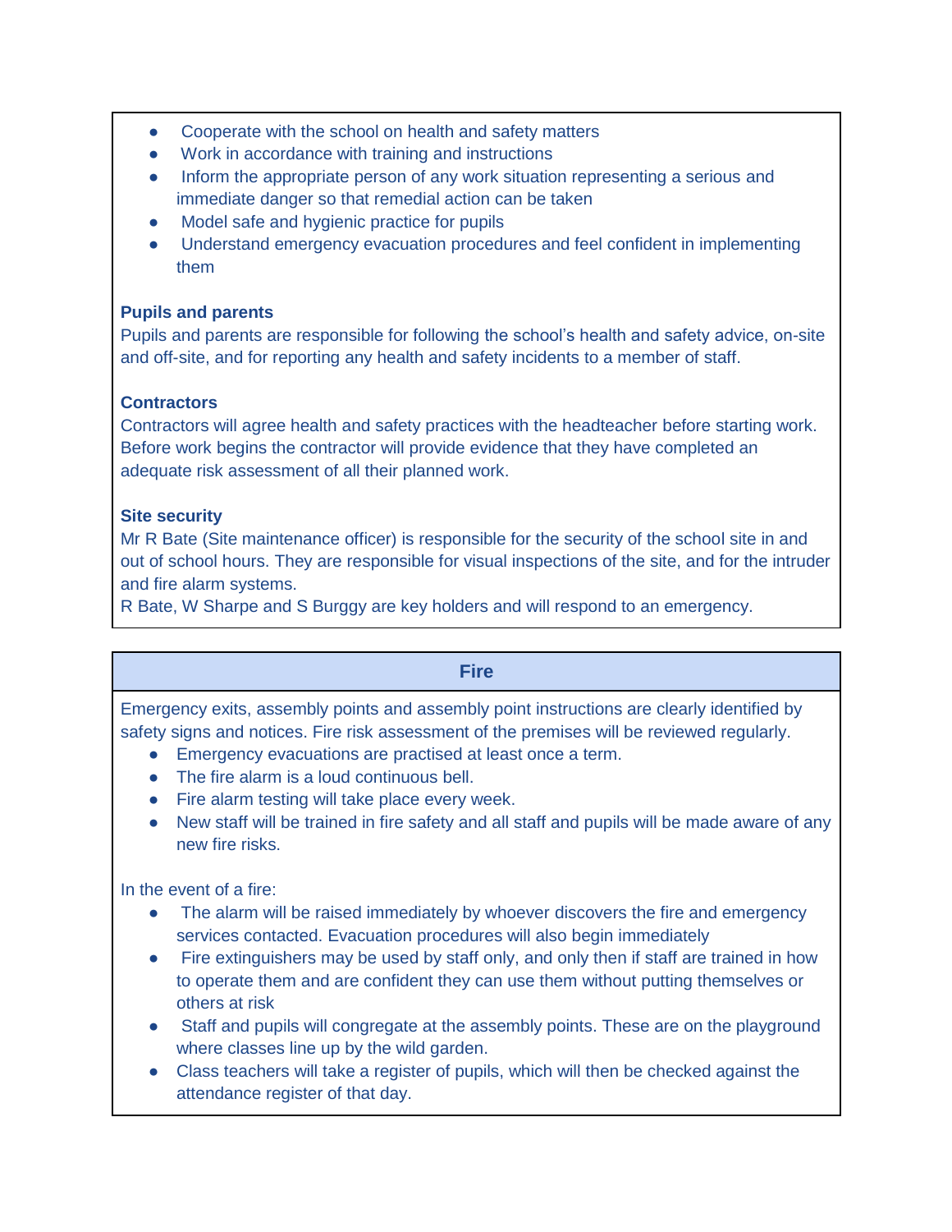- Cooperate with the school on health and safety matters
- Work in accordance with training and instructions
- Inform the appropriate person of any work situation representing a serious and immediate danger so that remedial action can be taken
- Model safe and hygienic practice for pupils
- Understand emergency evacuation procedures and feel confident in implementing them

**Pupils and parents**

Pupils and parents are responsible for following the school's health and safety advice, on-site and off-site, and for reporting any health and safety incidents to a member of staff.

**Contractors**

Contractors will agree health and safety practices with the headteacher before starting work. Before work begins the contractor will provide evidence that they have completed an adequate risk assessment of all their planned work.

**Site security**

Mr R Bate (Site maintenance officer) is responsible for the security of the school site in and out of school hours. They are responsible for visual inspections of the site, and for the intruder and fire alarm systems.

R Bate, W Sharpe and S Burggy are key holders and will respond to an emergency.

## Fire

Emergency exits, assembly points and assembly point instructions are clearly identified by safety signs and notices. Fire risk assessment of the premises will be reviewed regularly.

- Emergency evacuations are practised at least once a term.
- The fire alarm is a loud continuous bell.
- Fire alarm testing will take place every week.
- New staff will be trained in fire safety and all staff and pupils will be made aware of any new fire risks.

In the event of a fire:

- The alarm will be raised immediately by whoever discovers the fire and emergency services contacted. Evacuation procedures will also begin immediately
- Fire extinguishers may be used by staff only, and only then if staff are trained in how to operate them and are confident they can use them without putting themselves or others at risk
- Staff and pupils will congregate at the assembly points. These are on the playground where classes line up by the wild garden.
- Class teachers will take a register of pupils, which will then be checked against the attendance register of that day.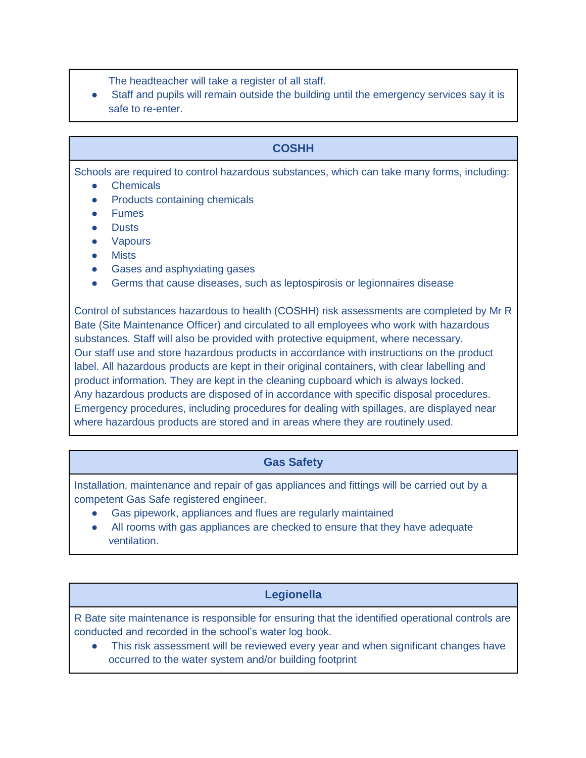The headteacher will take a register of all staff.

- Staff and pupils will remain outside the building until the emergency services say it is safe to re-enter.

## COSHH

Schools are required to control hazardous substances, which can take many forms, including:

- Chemicals
- Products containing chemicals
- Fumes
- Dusts
- Vapours
- Mists
- Gases and asphyxiating gases
- Germs that cause diseases, such as leptospirosis or legionnaires disease

Control of substances hazardous to health (COSHH) risk assessments are completed by Mr R Bate (Site Maintenance Officer) and circulated to all employees who work with hazardous substances. Staff will also be provided with protective equipment, where necessary.
Our staff use and store hazardous products in accordance with instructions on the product label. All hazardous products are kept in their original containers, with clear labelling and product information. They are kept in the cleaning cupboard which is always locked.
Any hazardous products are disposed of in accordance with specific disposal procedures.
Emergency procedures, including procedures for dealing with spillages, are displayed near where hazardous products are stored and in areas where they are routinely used.

## Gas Safety

Installation, maintenance and repair of gas appliances and fittings will be carried out by a competent Gas Safe registered engineer.

- Gas pipework, appliances and flues are regularly maintained
- All rooms with gas appliances are checked to ensure that they have adequate ventilation.

## Legionella

R Bate site maintenance is responsible for ensuring that the identified operational controls are conducted and recorded in the school's water log book.

- This risk assessment will be reviewed every year and when significant changes have occurred to the water system and/or building footprint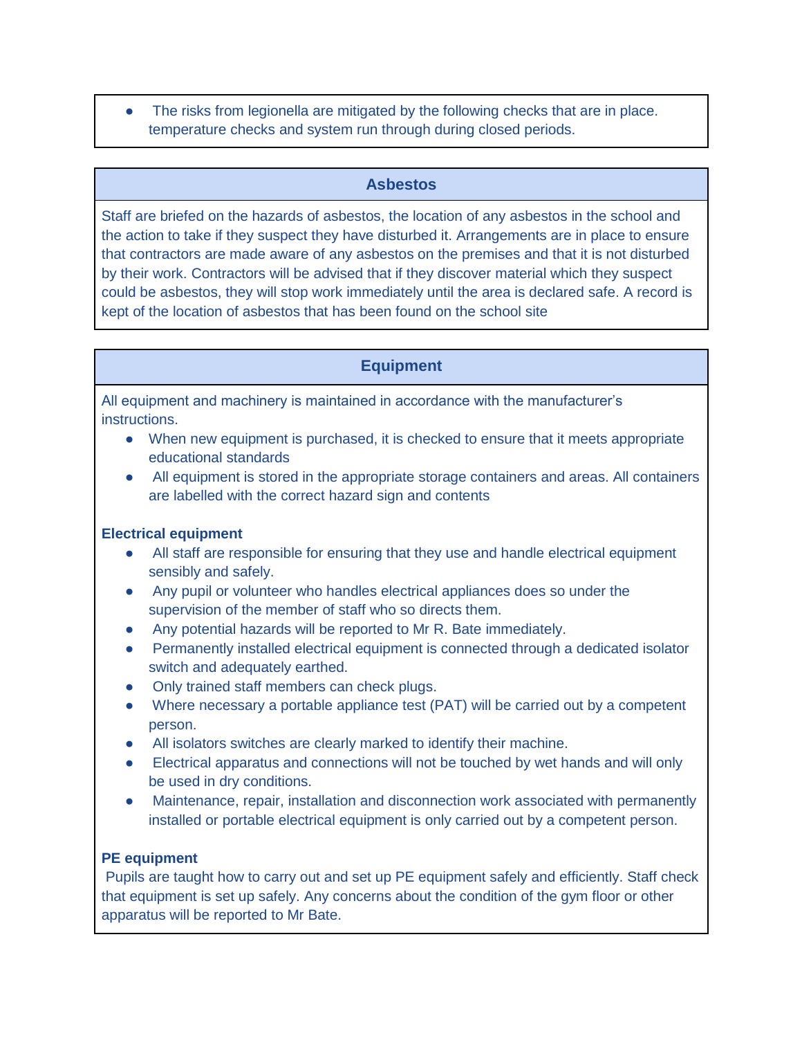- The risks from legionella are mitigated by the following checks that are in place. temperature checks and system run through during closed periods.

## Asbestos

Staff are briefed on the hazards of asbestos, the location of any asbestos in the school and the action to take if they suspect they have disturbed it. Arrangements are in place to ensure that contractors are made aware of any asbestos on the premises and that it is not disturbed by their work. Contractors will be advised that if they discover material which they suspect could be asbestos, they will stop work immediately until the area is declared safe. A record is kept of the location of asbestos that has been found on the school site

## Equipment

All equipment and machinery is maintained in accordance with the manufacturer's instructions.

- When new equipment is purchased, it is checked to ensure that it meets appropriate educational standards
- All equipment is stored in the appropriate storage containers and areas. All containers are labelled with the correct hazard sign and contents

**Electrical equipment**

- All staff are responsible for ensuring that they use and handle electrical equipment sensibly and safely.
- Any pupil or volunteer who handles electrical appliances does so under the supervision of the member of staff who so directs them.
- Any potential hazards will be reported to Mr R. Bate immediately.
- Permanently installed electrical equipment is connected through a dedicated isolator switch and adequately earthed.
- Only trained staff members can check plugs.
- Where necessary a portable appliance test (PAT) will be carried out by a competent person.
- All isolators switches are clearly marked to identify their machine.
- Electrical apparatus and connections will not be touched by wet hands and will only be used in dry conditions.
- Maintenance, repair, installation and disconnection work associated with permanently installed or portable electrical equipment is only carried out by a competent person.

**PE equipment**

Pupils are taught how to carry out and set up PE equipment safely and efficiently. Staff check that equipment is set up safely. Any concerns about the condition of the gym floor or other apparatus will be reported to Mr Bate.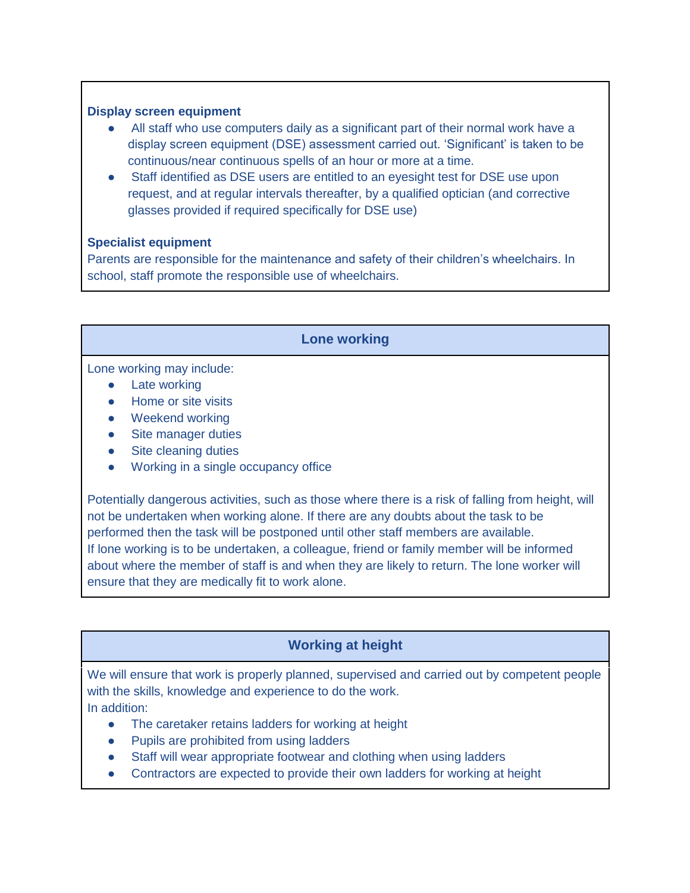**Display screen equipment**

- All staff who use computers daily as a significant part of their normal work have a display screen equipment (DSE) assessment carried out. 'Significant' is taken to be continuous/near continuous spells of an hour or more at a time.
- Staff identified as DSE users are entitled to an eyesight test for DSE use upon request, and at regular intervals thereafter, by a qualified optician (and corrective glasses provided if required specifically for DSE use)

**Specialist equipment**

Parents are responsible for the maintenance and safety of their children's wheelchairs. In school, staff promote the responsible use of wheelchairs.

## Lone working

Lone working may include:

- Late working
- Home or site visits
- Weekend working
- Site manager duties
- Site cleaning duties
- Working in a single occupancy office

Potentially dangerous activities, such as those where there is a risk of falling from height, will not be undertaken when working alone. If there are any doubts about the task to be performed then the task will be postponed until other staff members are available.
If lone working is to be undertaken, a colleague, friend or family member will be informed about where the member of staff is and when they are likely to return. The lone worker will ensure that they are medically fit to work alone.

## Working at height

We will ensure that work is properly planned, supervised and carried out by competent people with the skills, knowledge and experience to do the work.
In addition:

- The caretaker retains ladders for working at height
- Pupils are prohibited from using ladders
- Staff will wear appropriate footwear and clothing when using ladders
- Contractors are expected to provide their own ladders for working at height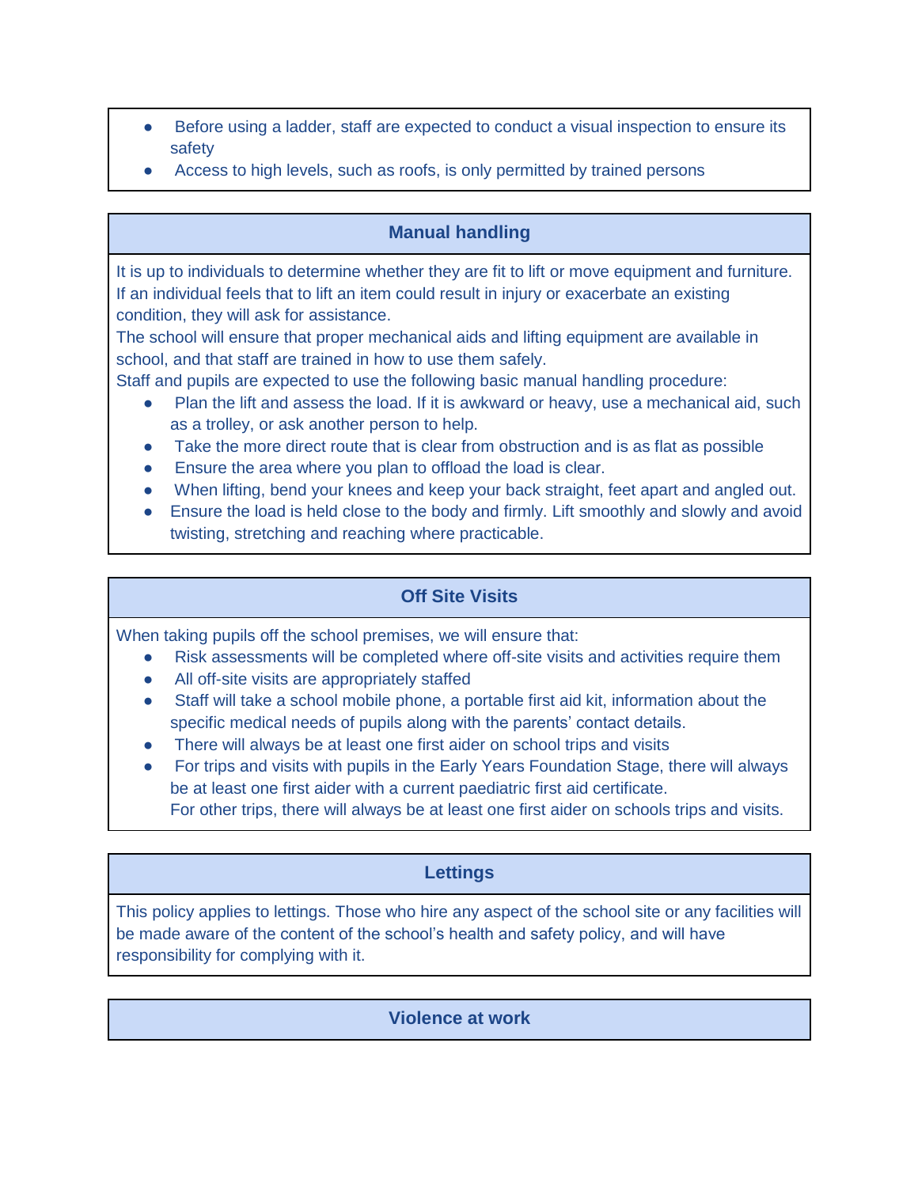- Before using a ladder, staff are expected to conduct a visual inspection to ensure its safety
- Access to high levels, such as roofs, is only permitted by trained persons

## Manual handling

It is up to individuals to determine whether they are fit to lift or move equipment and furniture. If an individual feels that to lift an item could result in injury or exacerbate an existing condition, they will ask for assistance.

The school will ensure that proper mechanical aids and lifting equipment are available in school, and that staff are trained in how to use them safely.

Staff and pupils are expected to use the following basic manual handling procedure:

- Plan the lift and assess the load. If it is awkward or heavy, use a mechanical aid, such as a trolley, or ask another person to help.
- Take the more direct route that is clear from obstruction and is as flat as possible
- Ensure the area where you plan to offload the load is clear.
- When lifting, bend your knees and keep your back straight, feet apart and angled out.
- Ensure the load is held close to the body and firmly. Lift smoothly and slowly and avoid twisting, stretching and reaching where practicable.

## Off Site Visits

When taking pupils off the school premises, we will ensure that:

- Risk assessments will be completed where off-site visits and activities require them
- All off-site visits are appropriately staffed
- Staff will take a school mobile phone, a portable first aid kit, information about the specific medical needs of pupils along with the parents' contact details.
- There will always be at least one first aider on school trips and visits
- For trips and visits with pupils in the Early Years Foundation Stage, there will always be at least one first aider with a current paediatric first aid certificate.
  For other trips, there will always be at least one first aider on schools trips and visits.

## Lettings

This policy applies to lettings. Those who hire any aspect of the school site or any facilities will be made aware of the content of the school's health and safety policy, and will have responsibility for complying with it.

## Violence at work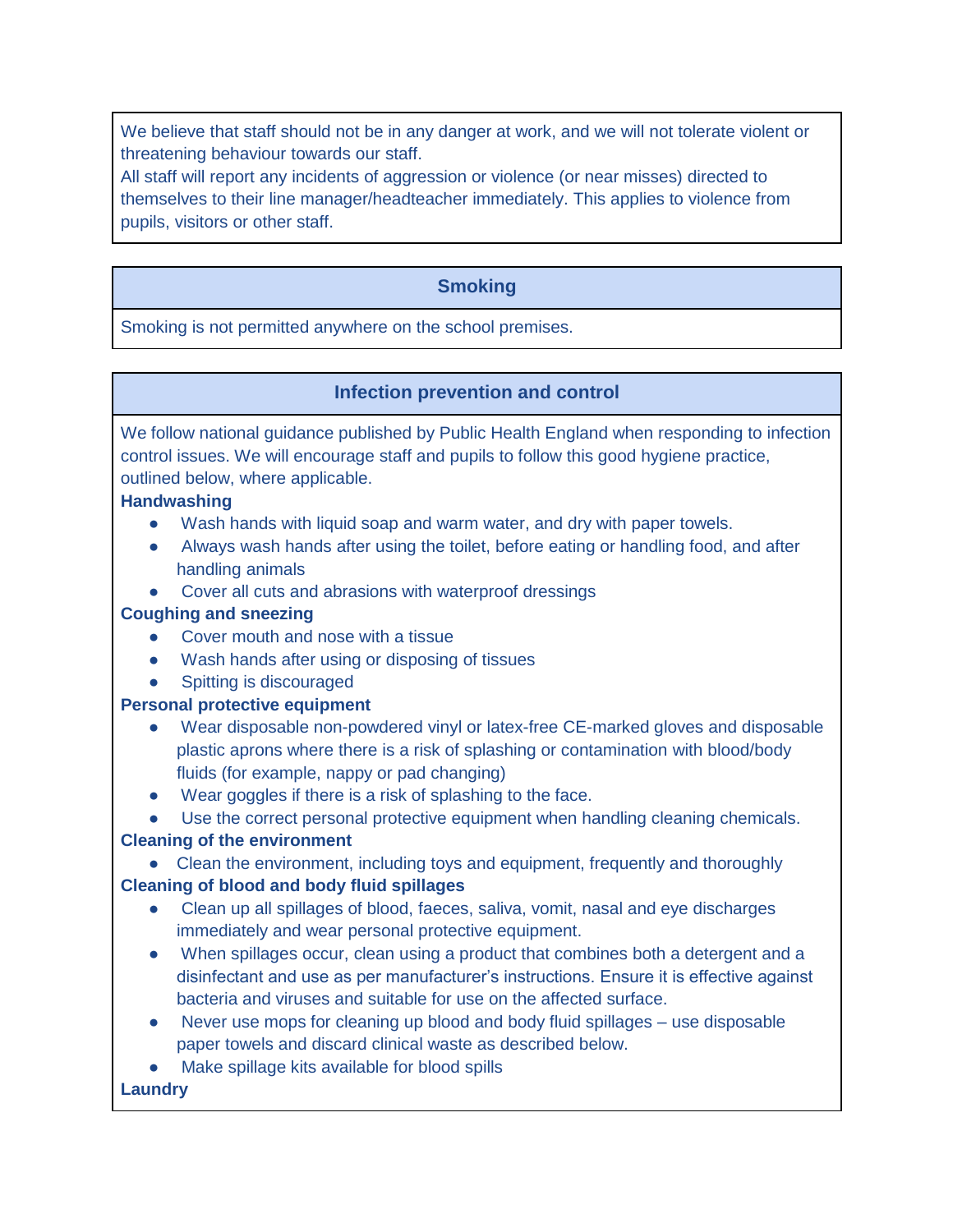We believe that staff should not be in any danger at work, and we will not tolerate violent or threatening behaviour towards our staff.

All staff will report any incidents of aggression or violence (or near misses) directed to themselves to their line manager/headteacher immediately. This applies to violence from pupils, visitors or other staff.

## Smoking

Smoking is not permitted anywhere on the school premises.

## Infection prevention and control

We follow national guidance published by Public Health England when responding to infection control issues. We will encourage staff and pupils to follow this good hygiene practice, outlined below, where applicable.

**Handwashing**

- Wash hands with liquid soap and warm water, and dry with paper towels.
- Always wash hands after using the toilet, before eating or handling food, and after handling animals
- Cover all cuts and abrasions with waterproof dressings

**Coughing and sneezing**

- Cover mouth and nose with a tissue
- Wash hands after using or disposing of tissues
- Spitting is discouraged

**Personal protective equipment**

- Wear disposable non-powdered vinyl or latex-free CE-marked gloves and disposable plastic aprons where there is a risk of splashing or contamination with blood/body fluids (for example, nappy or pad changing)
- Wear goggles if there is a risk of splashing to the face.
- Use the correct personal protective equipment when handling cleaning chemicals.

**Cleaning of the environment**

- Clean the environment, including toys and equipment, frequently and thoroughly

**Cleaning of blood and body fluid spillages**

- Clean up all spillages of blood, faeces, saliva, vomit, nasal and eye discharges immediately and wear personal protective equipment.
- When spillages occur, clean using a product that combines both a detergent and a disinfectant and use as per manufacturer's instructions. Ensure it is effective against bacteria and viruses and suitable for use on the affected surface.
- Never use mops for cleaning up blood and body fluid spillages – use disposable paper towels and discard clinical waste as described below.
- Make spillage kits available for blood spills

**Laundry**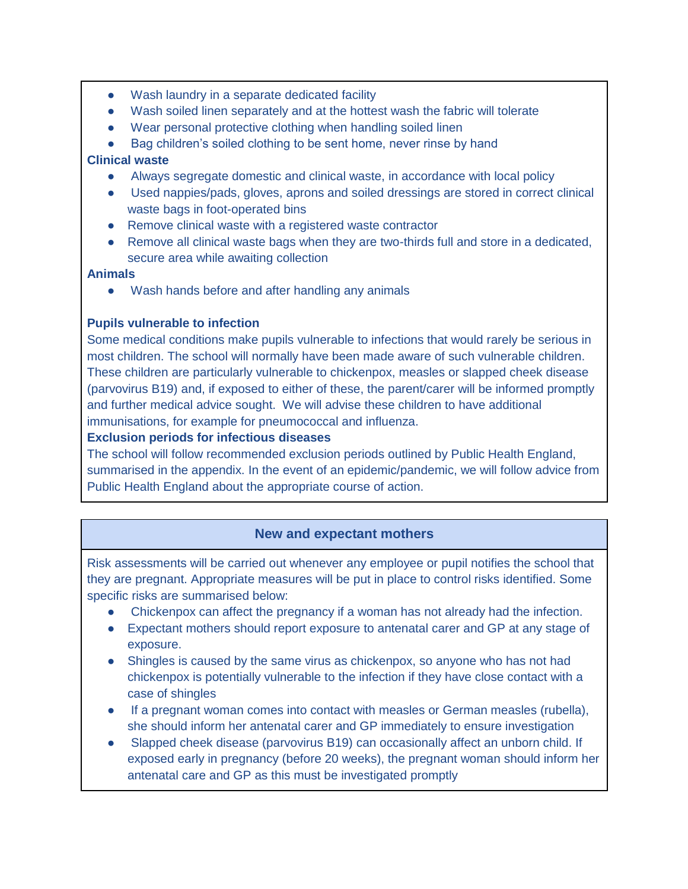- Wash laundry in a separate dedicated facility
- Wash soiled linen separately and at the hottest wash the fabric will tolerate
- Wear personal protective clothing when handling soiled linen
- Bag children's soiled clothing to be sent home, never rinse by hand

**Clinical waste**

- Always segregate domestic and clinical waste, in accordance with local policy
- Used nappies/pads, gloves, aprons and soiled dressings are stored in correct clinical waste bags in foot-operated bins
- Remove clinical waste with a registered waste contractor
- Remove all clinical waste bags when they are two-thirds full and store in a dedicated, secure area while awaiting collection

**Animals**

- Wash hands before and after handling any animals

**Pupils vulnerable to infection**

Some medical conditions make pupils vulnerable to infections that would rarely be serious in most children. The school will normally have been made aware of such vulnerable children. These children are particularly vulnerable to chickenpox, measles or slapped cheek disease (parvovirus B19) and, if exposed to either of these, the parent/carer will be informed promptly and further medical advice sought. We will advise these children to have additional immunisations, for example for pneumococcal and influenza.

**Exclusion periods for infectious diseases**

The school will follow recommended exclusion periods outlined by Public Health England, summarised in the appendix. In the event of an epidemic/pandemic, we will follow advice from Public Health England about the appropriate course of action.

## New and expectant mothers

Risk assessments will be carried out whenever any employee or pupil notifies the school that they are pregnant. Appropriate measures will be put in place to control risks identified. Some specific risks are summarised below:

- Chickenpox can affect the pregnancy if a woman has not already had the infection.
- Expectant mothers should report exposure to antenatal carer and GP at any stage of exposure.
- Shingles is caused by the same virus as chickenpox, so anyone who has not had chickenpox is potentially vulnerable to the infection if they have close contact with a case of shingles
- If a pregnant woman comes into contact with measles or German measles (rubella), she should inform her antenatal carer and GP immediately to ensure investigation
- Slapped cheek disease (parvovirus B19) can occasionally affect an unborn child. If exposed early in pregnancy (before 20 weeks), the pregnant woman should inform her antenatal care and GP as this must be investigated promptly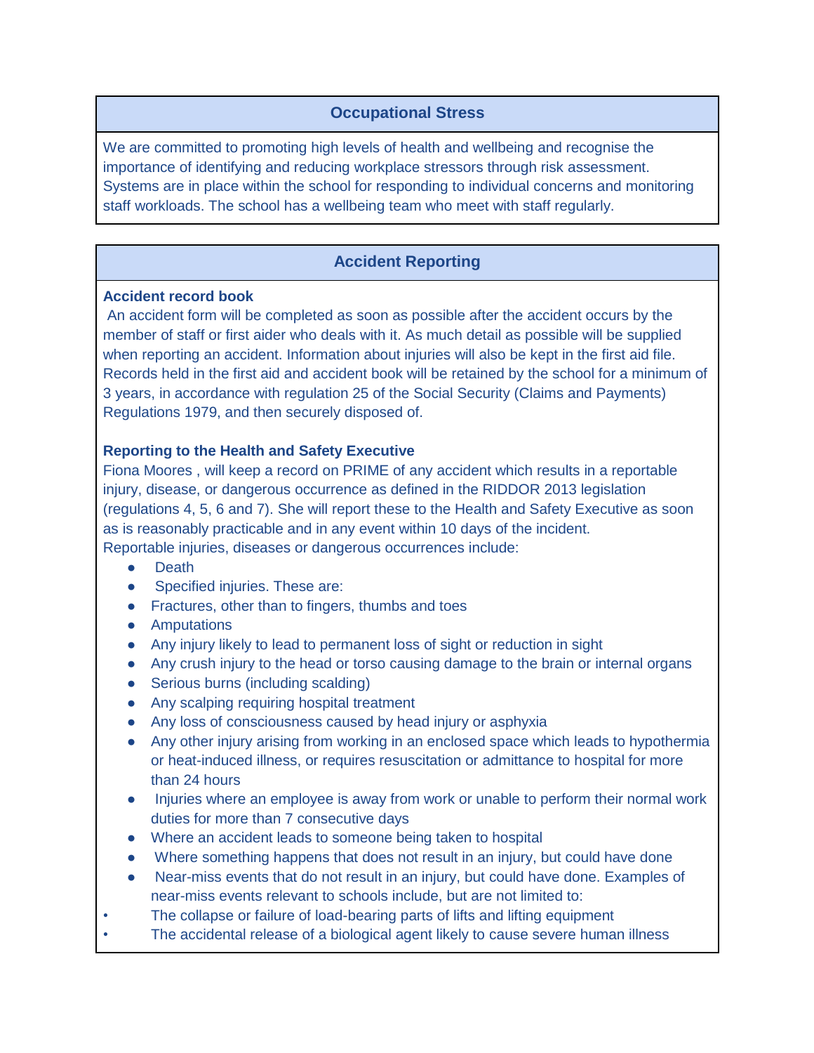## Occupational Stress

We are committed to promoting high levels of health and wellbeing and recognise the importance of identifying and reducing workplace stressors through risk assessment. Systems are in place within the school for responding to individual concerns and monitoring staff workloads. The school has a wellbeing team who meet with staff regularly.

## Accident Reporting

**Accident record book**

An accident form will be completed as soon as possible after the accident occurs by the member of staff or first aider who deals with it. As much detail as possible will be supplied when reporting an accident. Information about injuries will also be kept in the first aid file. Records held in the first aid and accident book will be retained by the school for a minimum of 3 years, in accordance with regulation 25 of the Social Security (Claims and Payments) Regulations 1979, and then securely disposed of.

**Reporting to the Health and Safety Executive**

Fiona Moores , will keep a record on PRIME of any accident which results in a reportable injury, disease, or dangerous occurrence as defined in the RIDDOR 2013 legislation (regulations 4, 5, 6 and 7). She will report these to the Health and Safety Executive as soon as is reasonably practicable and in any event within 10 days of the incident.
Reportable injuries, diseases or dangerous occurrences include:

- Death
- Specified injuries. These are:
- Fractures, other than to fingers, thumbs and toes
- Amputations
- Any injury likely to lead to permanent loss of sight or reduction in sight
- Any crush injury to the head or torso causing damage to the brain or internal organs
- Serious burns (including scalding)
- Any scalping requiring hospital treatment
- Any loss of consciousness caused by head injury or asphyxia
- Any other injury arising from working in an enclosed space which leads to hypothermia or heat-induced illness, or requires resuscitation or admittance to hospital for more than 24 hours
- Injuries where an employee is away from work or unable to perform their normal work duties for more than 7 consecutive days
- Where an accident leads to someone being taken to hospital
- Where something happens that does not result in an injury, but could have done
- Near-miss events that do not result in an injury, but could have done. Examples of near-miss events relevant to schools include, but are not limited to:

• The collapse or failure of load-bearing parts of lifts and lifting equipment
• The accidental release of a biological agent likely to cause severe human illness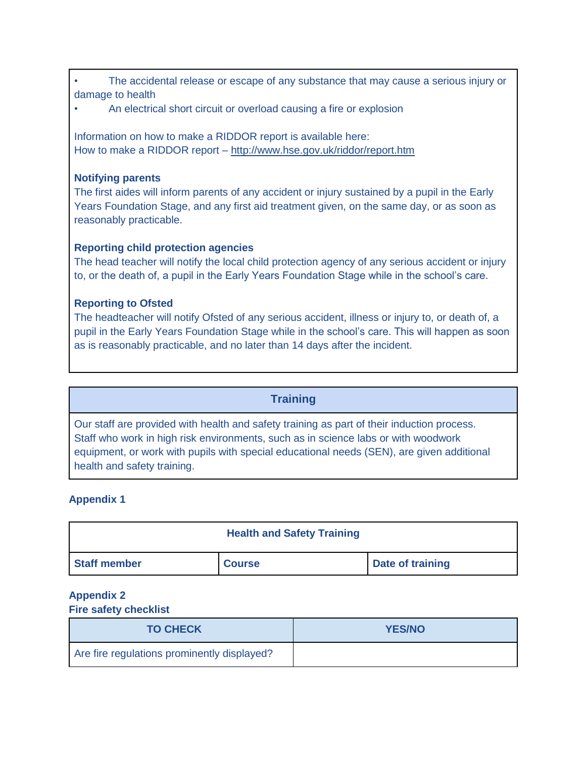- The accidental release or escape of any substance that may cause a serious injury or damage to health
- An electrical short circuit or overload causing a fire or explosion

Information on how to make a RIDDOR report is available here:
How to make a RIDDOR report – http://www.hse.gov.uk/riddor/report.htm

**Notifying parents**

The first aides will inform parents of any accident or injury sustained by a pupil in the Early Years Foundation Stage, and any first aid treatment given, on the same day, or as soon as reasonably practicable.

**Reporting child protection agencies**

The head teacher will notify the local child protection agency of any serious accident or injury to, or the death of, a pupil in the Early Years Foundation Stage while in the school's care.

**Reporting to Ofsted**

The headteacher will notify Ofsted of any serious accident, illness or injury to, or death of, a pupil in the Early Years Foundation Stage while in the school's care. This will happen as soon as is reasonably practicable, and no later than 14 days after the incident.

## Training

Our staff are provided with health and safety training as part of their induction process. Staff who work in high risk environments, such as in science labs or with woodwork equipment, or work with pupils with special educational needs (SEN), are given additional health and safety training.

### Appendix 1

| Health and Safety Training | | |
|---|---|---|
| **Staff member** | **Course** | **Date of training** |

### Appendix 2

**Fire safety checklist**

| TO CHECK | YES/NO |
|---|---|
| Are fire regulations prominently displayed? | |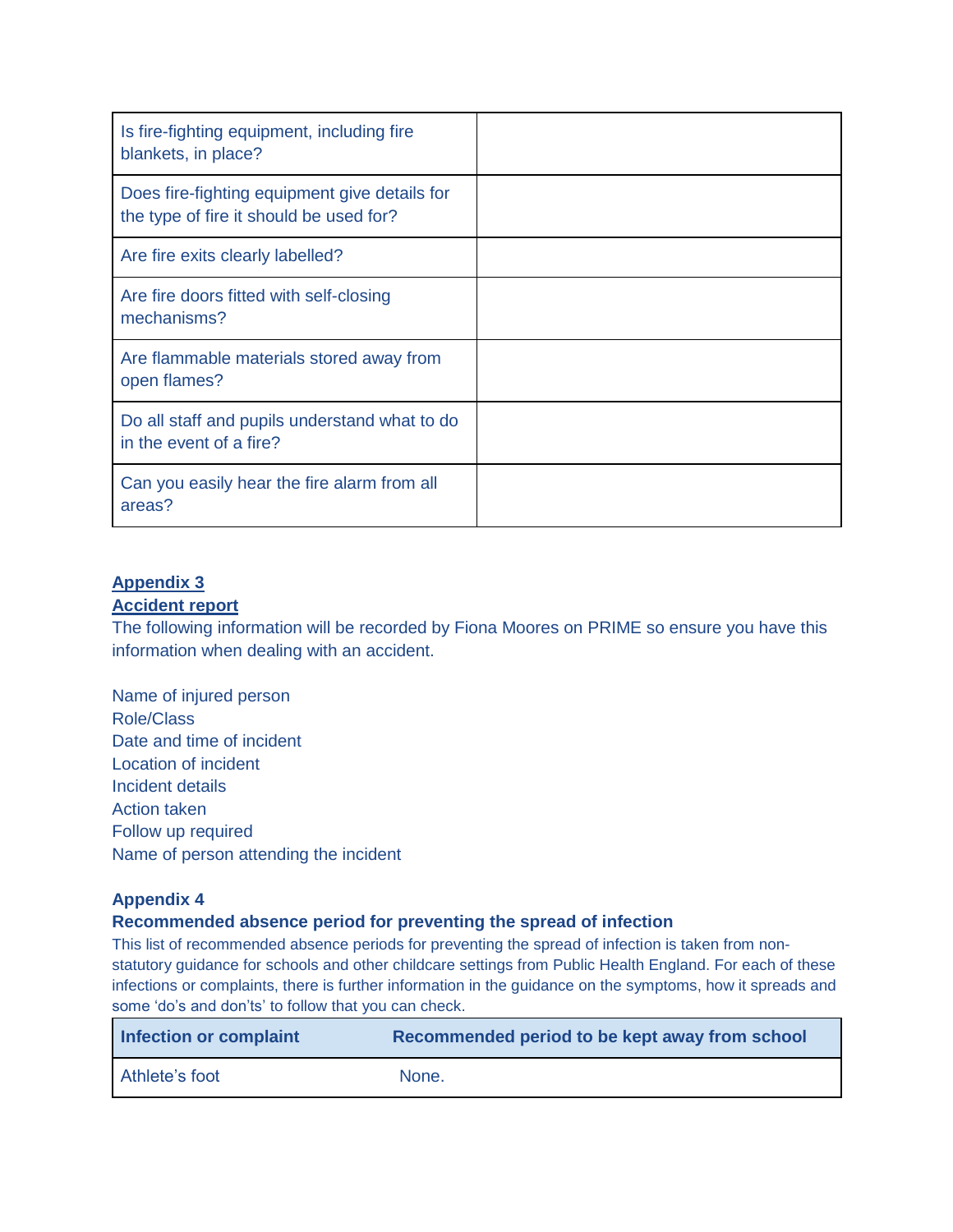| | |
|---|---|
| Is fire-fighting equipment, including fire blankets, in place? | |
| Does fire-fighting equipment give details for the type of fire it should be used for? | |
| Are fire exits clearly labelled? | |
| Are fire doors fitted with self-closing mechanisms? | |
| Are flammable materials stored away from open flames? | |
| Do all staff and pupils understand what to do in the event of a fire? | |
| Can you easily hear the fire alarm from all areas? | |

## Appendix 3

## Accident report

The following information will be recorded by Fiona Moores on PRIME so ensure you have this information when dealing with an accident.

Name of injured person
Role/Class
Date and time of incident
Location of incident
Incident details
Action taken
Follow up required
Name of person attending the incident

## Appendix 4

### Recommended absence period for preventing the spread of infection

This list of recommended absence periods for preventing the spread of infection is taken from non-statutory guidance for schools and other childcare settings from Public Health England. For each of these infections or complaints, there is further information in the guidance on the symptoms, how it spreads and some 'do's and don'ts' to follow that you can check.

| Infection or complaint | Recommended period to be kept away from school |
|---|---|
| Athlete's foot | None. |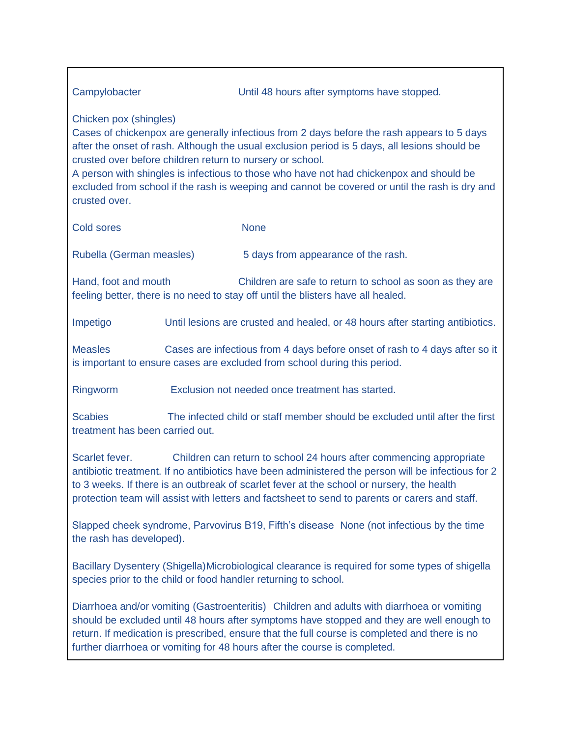Campylobacter Until 48 hours after symptoms have stopped.

Chicken pox (shingles)
Cases of chickenpox are generally infectious from 2 days before the rash appears to 5 days after the onset of rash. Although the usual exclusion period is 5 days, all lesions should be crusted over before children return to nursery or school.
A person with shingles is infectious to those who have not had chickenpox and should be excluded from school if the rash is weeping and cannot be covered or until the rash is dry and crusted over.

Cold sores None

Rubella (German measles) 5 days from appearance of the rash.

Hand, foot and mouth Children are safe to return to school as soon as they are feeling better, there is no need to stay off until the blisters have all healed.

Impetigo Until lesions are crusted and healed, or 48 hours after starting antibiotics.

Measles Cases are infectious from 4 days before onset of rash to 4 days after so it is important to ensure cases are excluded from school during this period.

Ringworm Exclusion not needed once treatment has started.

Scabies The infected child or staff member should be excluded until after the first treatment has been carried out.

Scarlet fever. Children can return to school 24 hours after commencing appropriate antibiotic treatment. If no antibiotics have been administered the person will be infectious for 2 to 3 weeks. If there is an outbreak of scarlet fever at the school or nursery, the health protection team will assist with letters and factsheet to send to parents or carers and staff.

Slapped cheek syndrome, Parvovirus B19, Fifth's disease None (not infectious by the time the rash has developed).

Bacillary Dysentery (Shigella) Microbiological clearance is required for some types of shigella species prior to the child or food handler returning to school.

Diarrhoea and/or vomiting (Gastroenteritis) Children and adults with diarrhoea or vomiting should be excluded until 48 hours after symptoms have stopped and they are well enough to return. If medication is prescribed, ensure that the full course is completed and there is no further diarrhoea or vomiting for 48 hours after the course is completed.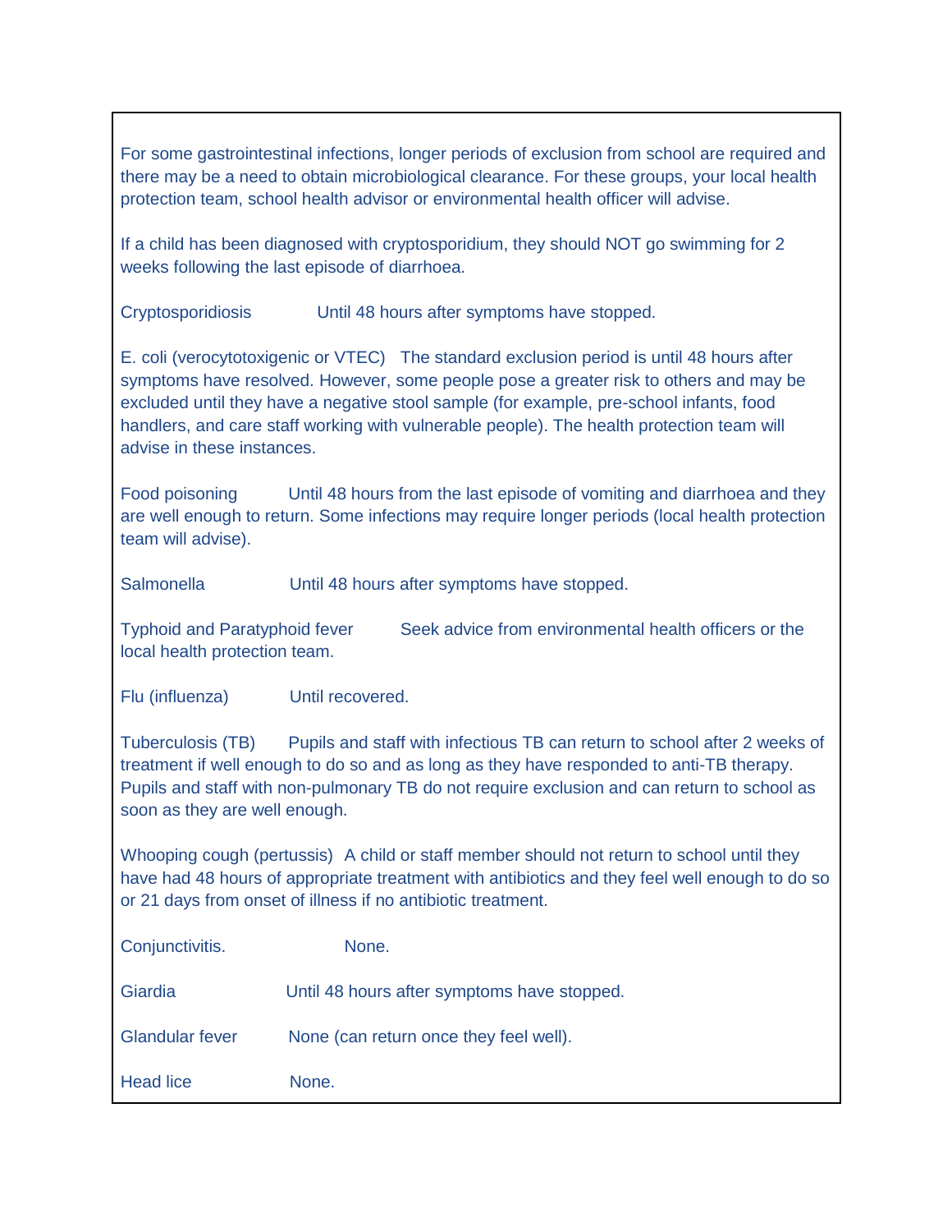For some gastrointestinal infections, longer periods of exclusion from school are required and there may be a need to obtain microbiological clearance. For these groups, your local health protection team, school health advisor or environmental health officer will advise.

If a child has been diagnosed with cryptosporidium, they should NOT go swimming for 2 weeks following the last episode of diarrhoea.

Cryptosporidiosis  Until 48 hours after symptoms have stopped.

E. coli (verocytotoxigenic or VTEC)  The standard exclusion period is until 48 hours after symptoms have resolved. However, some people pose a greater risk to others and may be excluded until they have a negative stool sample (for example, pre-school infants, food handlers, and care staff working with vulnerable people). The health protection team will advise in these instances.

Food poisoning  Until 48 hours from the last episode of vomiting and diarrhoea and they are well enough to return. Some infections may require longer periods (local health protection team will advise).

Salmonella  Until 48 hours after symptoms have stopped.

Typhoid and Paratyphoid fever  Seek advice from environmental health officers or the local health protection team.

Flu (influenza)  Until recovered.

Tuberculosis (TB)  Pupils and staff with infectious TB can return to school after 2 weeks of treatment if well enough to do so and as long as they have responded to anti-TB therapy. Pupils and staff with non-pulmonary TB do not require exclusion and can return to school as soon as they are well enough.

Whooping cough (pertussis)  A child or staff member should not return to school until they have had 48 hours of appropriate treatment with antibiotics and they feel well enough to do so or 21 days from onset of illness if no antibiotic treatment.

Conjunctivitis.  None.

Giardia  Until 48 hours after symptoms have stopped.

Glandular fever  None (can return once they feel well).

Head lice  None.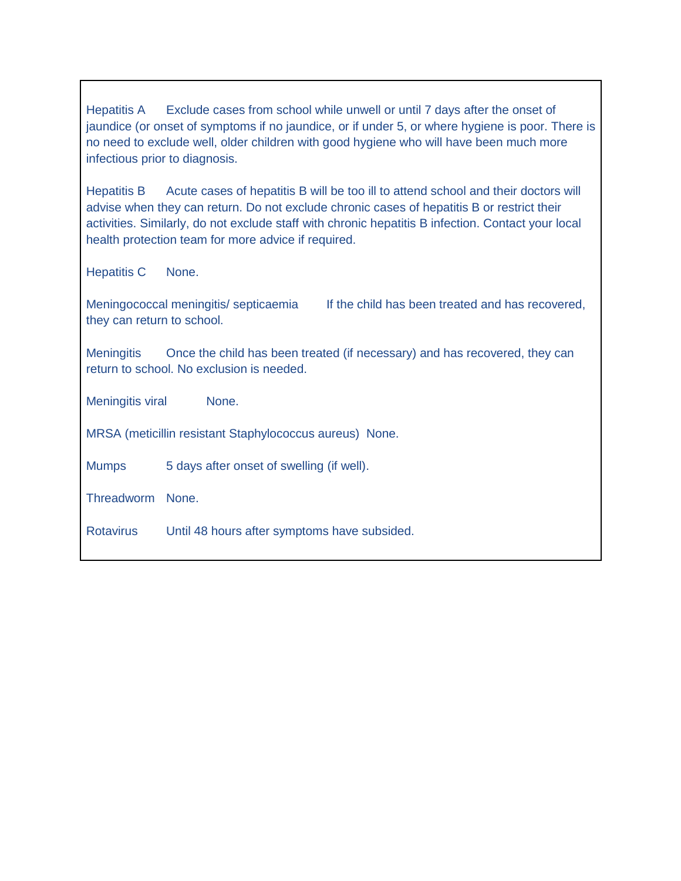Hepatitis A Exclude cases from school while unwell or until 7 days after the onset of jaundice (or onset of symptoms if no jaundice, or if under 5, or where hygiene is poor. There is no need to exclude well, older children with good hygiene who will have been much more infectious prior to diagnosis.

Hepatitis B Acute cases of hepatitis B will be too ill to attend school and their doctors will advise when they can return. Do not exclude chronic cases of hepatitis B or restrict their activities. Similarly, do not exclude staff with chronic hepatitis B infection. Contact your local health protection team for more advice if required.

Hepatitis C None.

Meningococcal meningitis/ septicaemia If the child has been treated and has recovered, they can return to school.

Meningitis Once the child has been treated (if necessary) and has recovered, they can return to school. No exclusion is needed.

Meningitis viral None.

MRSA (meticillin resistant Staphylococcus aureus) None.

Mumps 5 days after onset of swelling (if well).

Threadworm None.

Rotavirus Until 48 hours after symptoms have subsided.